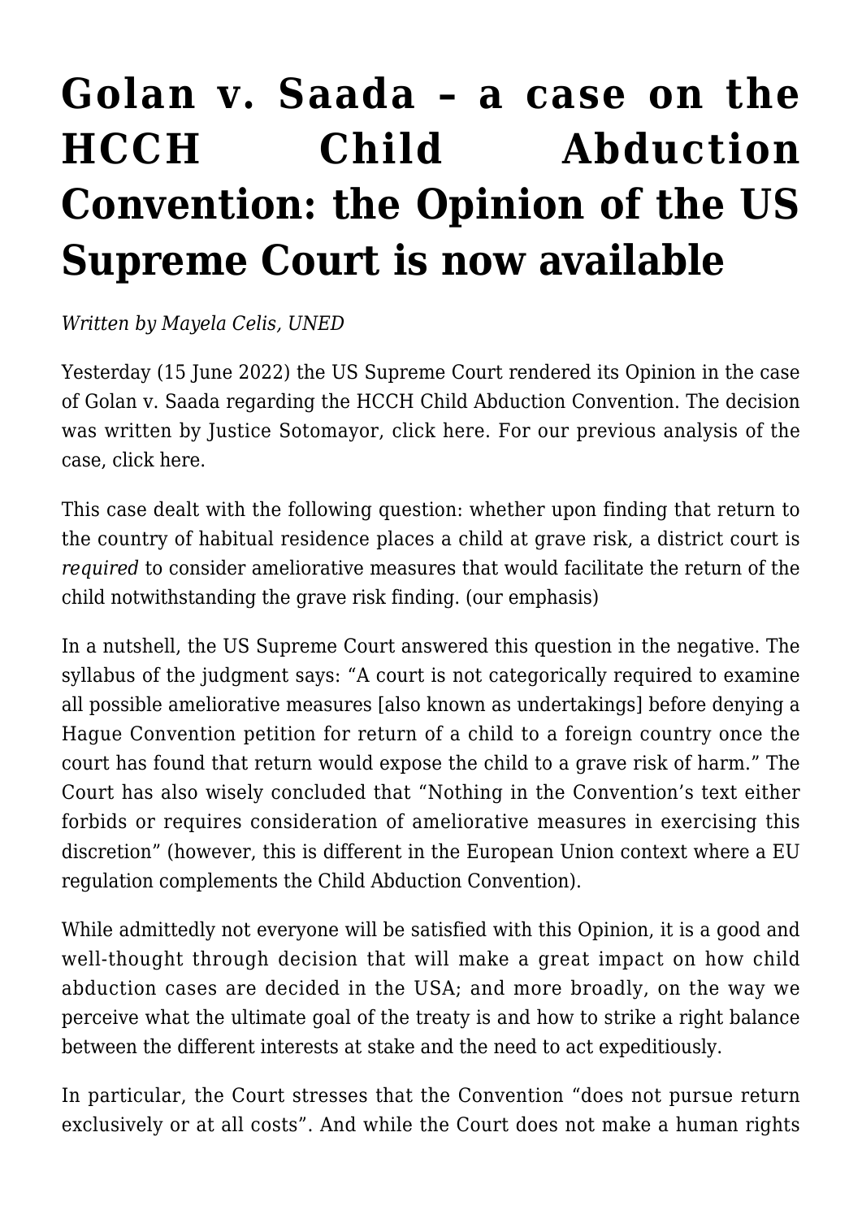# Golan v. Saada – a case on the HCCH Child Abduction Convention: the Opinion of the US Supreme Court is now available

*Written by Mayela Celis, UNED*

Yesterday (15 June 2022) the US Supreme Court rendered its Opinion in the case of Golan v. Saada regarding the HCCH Child Abduction Convention. The decision was written by Justice Sotomayor, click here. For our previous analysis of the case, click here.

This case dealt with the following question: whether upon finding that return to the country of habitual residence places a child at grave risk, a district court is *required* to consider ameliorative measures that would facilitate the return of the child notwithstanding the grave risk finding. (our emphasis)

In a nutshell, the US Supreme Court answered this question in the negative. The syllabus of the judgment says: "A court is not categorically required to examine all possible ameliorative measures [also known as undertakings] before denying a Hague Convention petition for return of a child to a foreign country once the court has found that return would expose the child to a grave risk of harm." The Court has also wisely concluded that "Nothing in the Convention's text either forbids or requires consideration of ameliorative measures in exercising this discretion" (however, this is different in the European Union context where a EU regulation complements the Child Abduction Convention).

While admittedly not everyone will be satisfied with this Opinion, it is a good and well-thought through decision that will make a great impact on how child abduction cases are decided in the USA; and more broadly, on the way we perceive what the ultimate goal of the treaty is and how to strike a right balance between the different interests at stake and the need to act expeditiously.

In particular, the Court stresses that the Convention "does not pursue return exclusively or at all costs". And while the Court does not make a human rights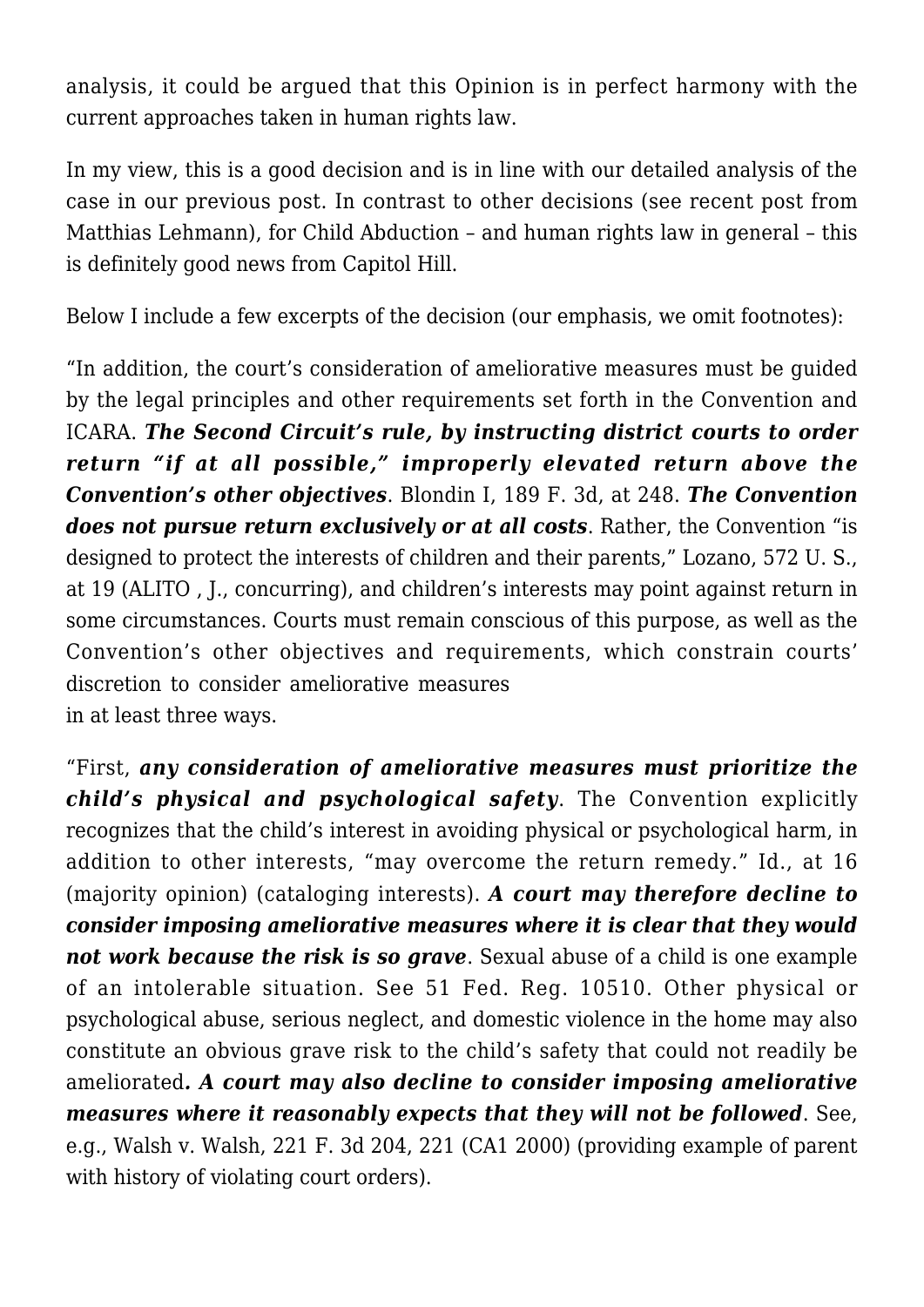analysis, it could be argued that this Opinion is in perfect harmony with the current approaches taken in human rights law.

In my view, this is a good decision and is in line with our detailed analysis of the case in our previous post. In contrast to other decisions (see recent post from Matthias Lehmann), for Child Abduction – and human rights law in general – this is definitely good news from Capitol Hill.

Below I include a few excerpts of the decision (our emphasis, we omit footnotes):

"In addition, the court's consideration of ameliorative measures must be guided by the legal principles and other requirements set forth in the Convention and ICARA. ***The Second Circuit's rule, by instructing district courts to order return "if at all possible," improperly elevated return above the Convention's other objectives***. Blondin I, 189 F. 3d, at 248. ***The Convention does not pursue return exclusively or at all costs***. Rather, the Convention "is designed to protect the interests of children and their parents," Lozano, 572 U. S., at 19 (ALITO , J., concurring), and children's interests may point against return in some circumstances. Courts must remain conscious of this purpose, as well as the Convention's other objectives and requirements, which constrain courts' discretion to consider ameliorative measures in at least three ways.

"First, ***any consideration of ameliorative measures must prioritize the child's physical and psychological safety***. The Convention explicitly recognizes that the child's interest in avoiding physical or psychological harm, in addition to other interests, "may overcome the return remedy." Id., at 16 (majority opinion) (cataloging interests). ***A court may therefore decline to consider imposing ameliorative measures where it is clear that they would not work because the risk is so grave***. Sexual abuse of a child is one example of an intolerable situation. See 51 Fed. Reg. 10510. Other physical or psychological abuse, serious neglect, and domestic violence in the home may also constitute an obvious grave risk to the child's safety that could not readily be ameliorated***. A court may also decline to consider imposing ameliorative measures where it reasonably expects that they will not be followed***. See, e.g., Walsh v. Walsh, 221 F. 3d 204, 221 (CA1 2000) (providing example of parent with history of violating court orders).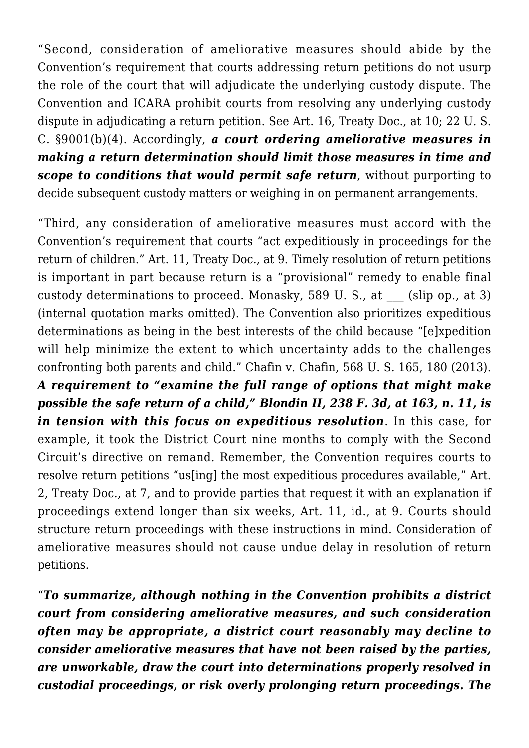"Second, consideration of ameliorative measures should abide by the Convention's requirement that courts addressing return petitions do not usurp the role of the court that will adjudicate the underlying custody dispute. The Convention and ICARA prohibit courts from resolving any underlying custody dispute in adjudicating a return petition. See Art. 16, Treaty Doc., at 10; 22 U. S. C. §9001(b)(4). Accordingly, ***a court ordering ameliorative measures in making a return determination should limit those measures in time and scope to conditions that would permit safe return***, without purporting to decide subsequent custody matters or weighing in on permanent arrangements.

"Third, any consideration of ameliorative measures must accord with the Convention's requirement that courts "act expeditiously in proceedings for the return of children." Art. 11, Treaty Doc., at 9. Timely resolution of return petitions is important in part because return is a "provisional" remedy to enable final custody determinations to proceed. Monasky, 589 U. S., at ___ (slip op., at 3) (internal quotation marks omitted). The Convention also prioritizes expeditious determinations as being in the best interests of the child because "[e]xpedition will help minimize the extent to which uncertainty adds to the challenges confronting both parents and child." Chafin v. Chafin, 568 U. S. 165, 180 (2013). ***A requirement to "examine the full range of options that might make possible the safe return of a child," Blondin II, 238 F. 3d, at 163, n. 11, is in tension with this focus on expeditious resolution***. In this case, for example, it took the District Court nine months to comply with the Second Circuit's directive on remand. Remember, the Convention requires courts to resolve return petitions "us[ing] the most expeditious procedures available," Art. 2, Treaty Doc., at 7, and to provide parties that request it with an explanation if proceedings extend longer than six weeks, Art. 11, id., at 9. Courts should structure return proceedings with these instructions in mind. Consideration of ameliorative measures should not cause undue delay in resolution of return petitions.

"***To summarize, although nothing in the Convention prohibits a district court from considering ameliorative measures, and such consideration often may be appropriate, a district court reasonably may decline to consider ameliorative measures that have not been raised by the parties, are unworkable, draw the court into determinations properly resolved in custodial proceedings, or risk overly prolonging return proceedings. The***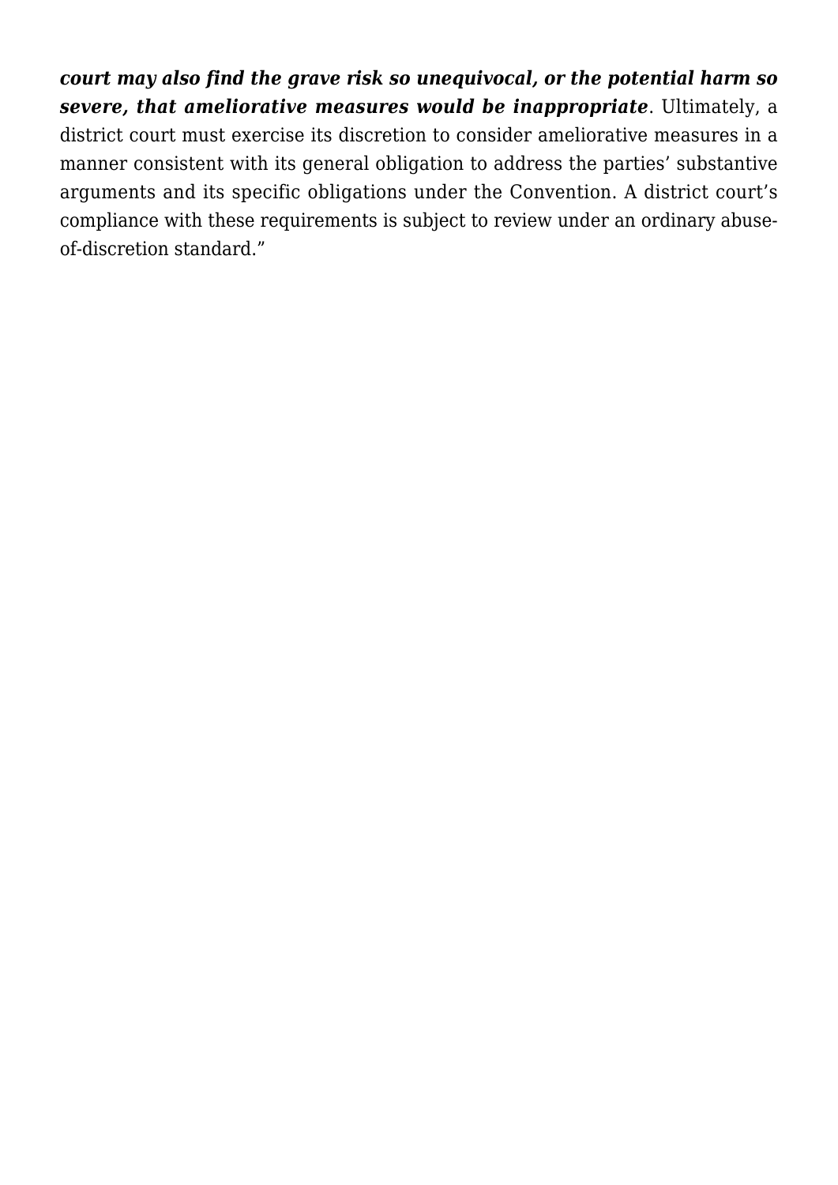***court may also find the grave risk so unequivocal, or the potential harm so severe, that ameliorative measures would be inappropriate***. Ultimately, a district court must exercise its discretion to consider ameliorative measures in a manner consistent with its general obligation to address the parties' substantive arguments and its specific obligations under the Convention. A district court's compliance with these requirements is subject to review under an ordinary abuse-of-discretion standard."